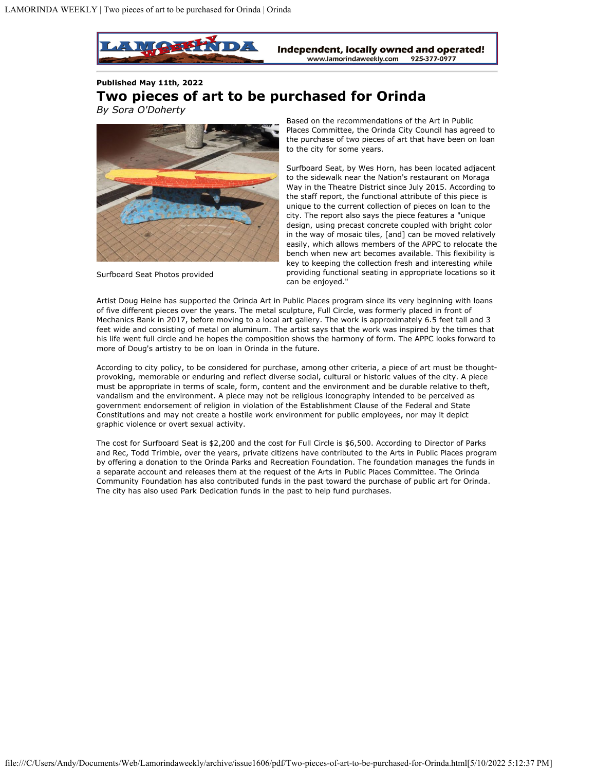**Published May 11th, 2022**

# Two pieces of art to be purchased for Orinda

*By Sora O'Doherty*

Surfboard Seat Photos provided

Based on the recommendations of the Art in Public Places Committee, the Orinda City Council has agreed to the purchase of two pieces of art that have been on loan to the city for some years.

Surfboard Seat, by Wes Horn, has been located adjacent to the sidewalk near the Nation's restaurant on Moraga Way in the Theatre District since July 2015. According to the staff report, the functional attribute of this piece is unique to the current collection of pieces on loan to the city. The report also says the piece features a "unique design, using precast concrete coupled with bright color in the way of mosaic tiles, [and] can be moved relatively easily, which allows members of the APPC to relocate the bench when new art becomes available. This flexibility is key to keeping the collection fresh and interesting while providing functional seating in appropriate locations so it can be enjoyed."

Artist Doug Heine has supported the Orinda Art in Public Places program since its very beginning with loans of five different pieces over the years. The metal sculpture, Full Circle, was formerly placed in front of Mechanics Bank in 2017, before moving to a local art gallery. The work is approximately 6.5 feet tall and 3 feet wide and consisting of metal on aluminum. The artist says that the work was inspired by the times that his life went full circle and he hopes the composition shows the harmony of form. The APPC looks forward to more of Doug's artistry to be on loan in Orinda in the future.

According to city policy, to be considered for purchase, among other criteria, a piece of art must be thought-provoking, memorable or enduring and reflect diverse social, cultural or historic values of the city. A piece must be appropriate in terms of scale, form, content and the environment and be durable relative to theft, vandalism and the environment. A piece may not be religious iconography intended to be perceived as government endorsement of religion in violation of the Establishment Clause of the Federal and State Constitutions and may not create a hostile work environment for public employees, nor may it depict graphic violence or overt sexual activity.

The cost for Surfboard Seat is $2,200 and the cost for Full Circle is $6,500. According to Director of Parks and Rec, Todd Trimble, over the years, private citizens have contributed to the Arts in Public Places program by offering a donation to the Orinda Parks and Recreation Foundation. The foundation manages the funds in a separate account and releases them at the request of the Arts in Public Places Committee. The Orinda Community Foundation has also contributed funds in the past toward the purchase of public art for Orinda. The city has also used Park Dedication funds in the past to help fund purchases.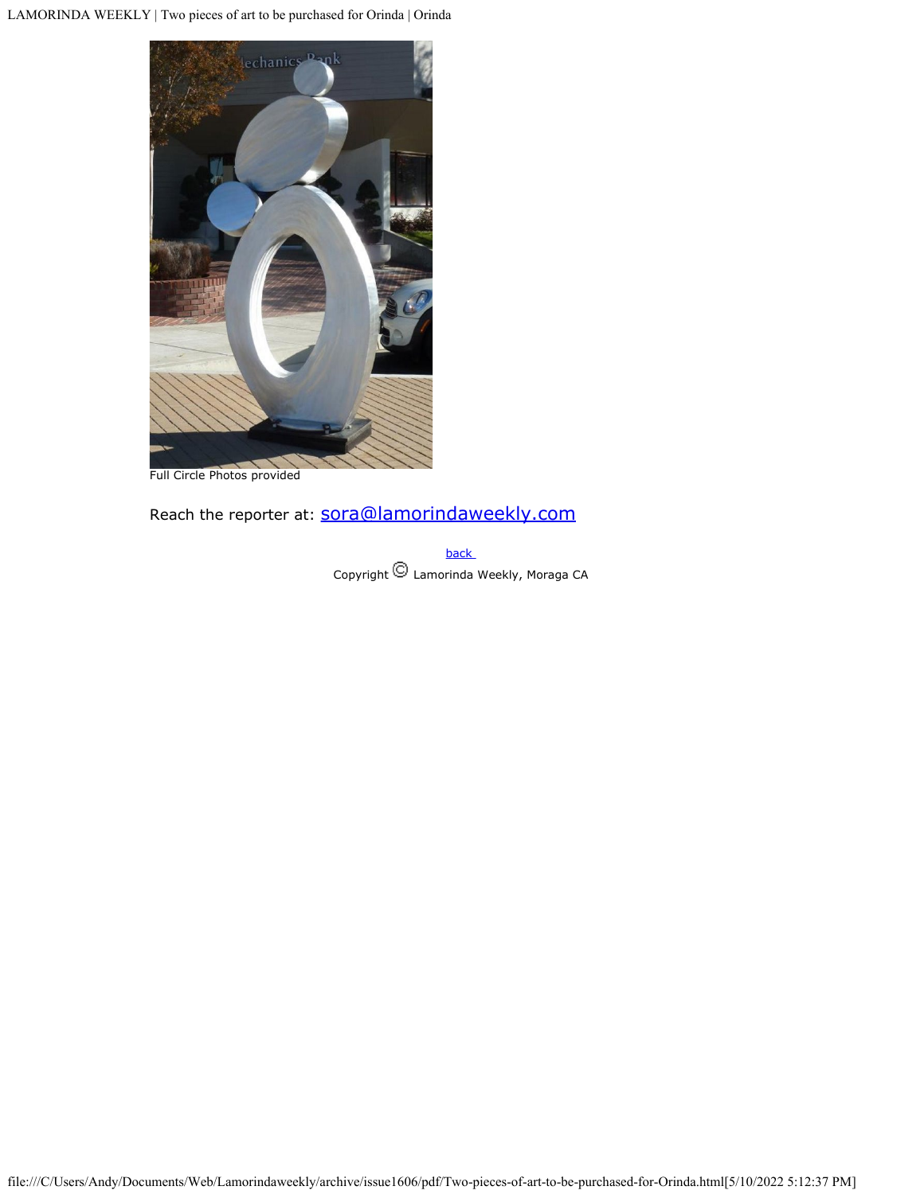Full Circle Photos provided

Reach the reporter at: sora@lamorindaweekly.com

back

Copyright © Lamorinda Weekly, Moraga CA